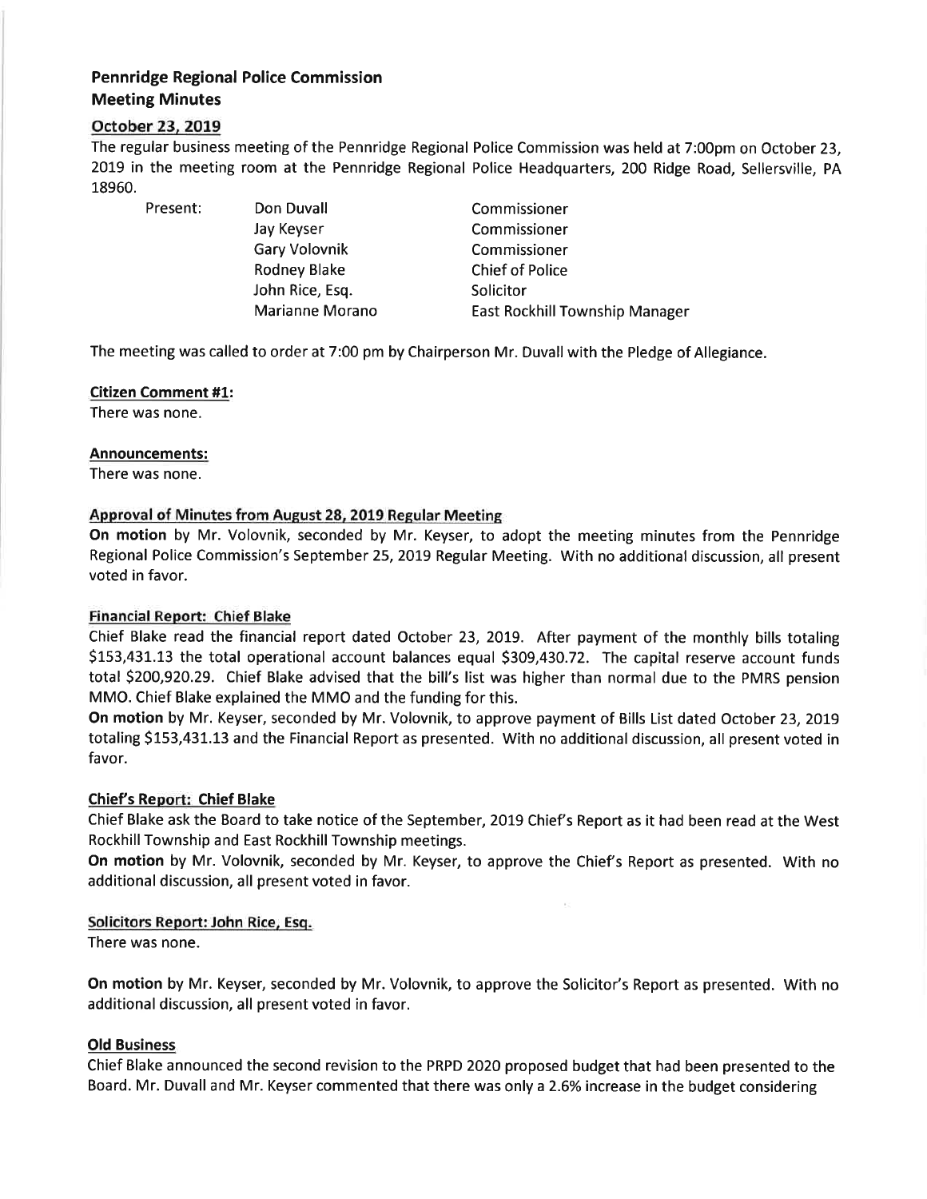## Pennridge Regional Police Commission
## Meeting Minutes

### October 23, 2019

The regular business meeting of the Pennridge Regional Police Commission was held at 7:00pm on October 23, 2019 in the meeting room at the Pennridge Regional Police Headquarters, 200 Ridge Road, Sellersville, PA 18960.

| Present: | | |
|---|---|---|
| | Don Duvall | Commissioner |
| | Jay Keyser | Commissioner |
| | Gary Volovnik | Commissioner |
| | Rodney Blake | Chief of Police |
| | John Rice, Esq. | Solicitor |
| | Marianne Morano | East Rockhill Township Manager |

The meeting was called to order at 7:00 pm by Chairperson Mr. Duvall with the Pledge of Allegiance.

**Citizen Comment #1:**

There was none.

**Announcements:**

There was none.

**Approval of Minutes from August 28, 2019 Regular Meeting**

**On motion** by Mr. Volovnik, seconded by Mr. Keyser, to adopt the meeting minutes from the Pennridge Regional Police Commission's September 25, 2019 Regular Meeting. With no additional discussion, all present voted in favor.

**Financial Report: Chief Blake**

Chief Blake read the financial report dated October 23, 2019. After payment of the monthly bills totaling $153,431.13 the total operational account balances equal $309,430.72. The capital reserve account funds total $200,920.29. Chief Blake advised that the bill's list was higher than normal due to the PMRS pension MMO. Chief Blake explained the MMO and the funding for this.

**On motion** by Mr. Keyser, seconded by Mr. Volovnik, to approve payment of Bills List dated October 23, 2019 totaling $153,431.13 and the Financial Report as presented. With no additional discussion, all present voted in favor.

**Chief's Report: Chief Blake**

Chief Blake ask the Board to take notice of the September, 2019 Chief's Report as it had been read at the West Rockhill Township and East Rockhill Township meetings.

**On motion** by Mr. Volovnik, seconded by Mr. Keyser, to approve the Chief's Report as presented. With no additional discussion, all present voted in favor.

**Solicitors Report: John Rice, Esq.**

There was none.

**On motion** by Mr. Keyser, seconded by Mr. Volovnik, to approve the Solicitor's Report as presented. With no additional discussion, all present voted in favor.

**Old Business**

Chief Blake announced the second revision to the PRPD 2020 proposed budget that had been presented to the Board. Mr. Duvall and Mr. Keyser commented that there was only a 2.6% increase in the budget considering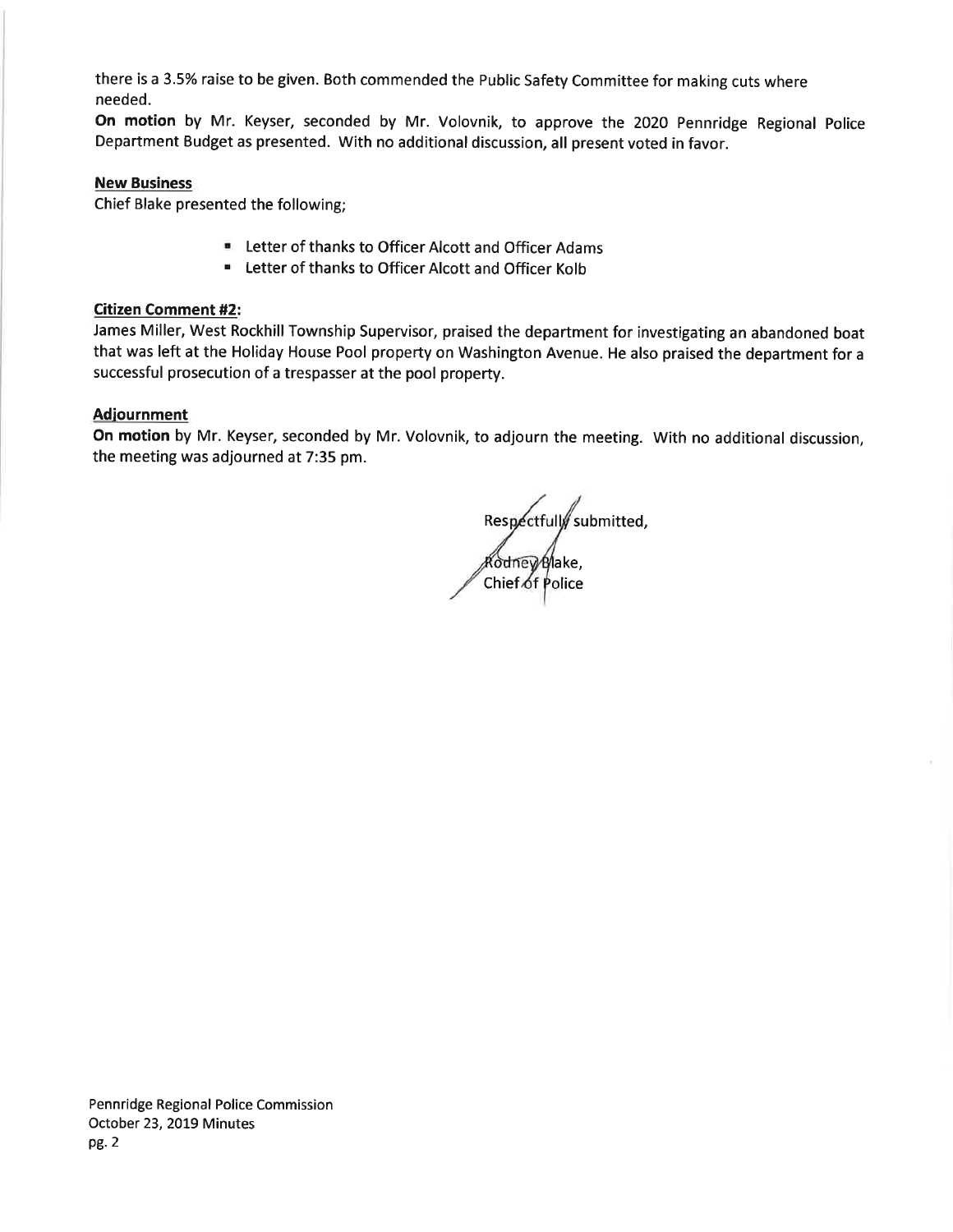there is a 3.5% raise to be given. Both commended the Public Safety Committee for making cuts where needed.

**On motion** by Mr. Keyser, seconded by Mr. Volovnik, to approve the 2020 Pennridge Regional Police Department Budget as presented. With no additional discussion, all present voted in favor.

**New Business**

Chief Blake presented the following;

- Letter of thanks to Officer Alcott and Officer Adams
- Letter of thanks to Officer Alcott and Officer Kolb

**Citizen Comment #2:**

James Miller, West Rockhill Township Supervisor, praised the department for investigating an abandoned boat that was left at the Holiday House Pool property on Washington Avenue. He also praised the department for a successful prosecution of a trespasser at the pool property.

**Adjournment**

**On motion** by Mr. Keyser, seconded by Mr. Volovnik, to adjourn the meeting. With no additional discussion, the meeting was adjourned at 7:35 pm.

Respectfully submitted,

Rodney Blake,
Chief of Police

Pennridge Regional Police Commission
October 23, 2019 Minutes